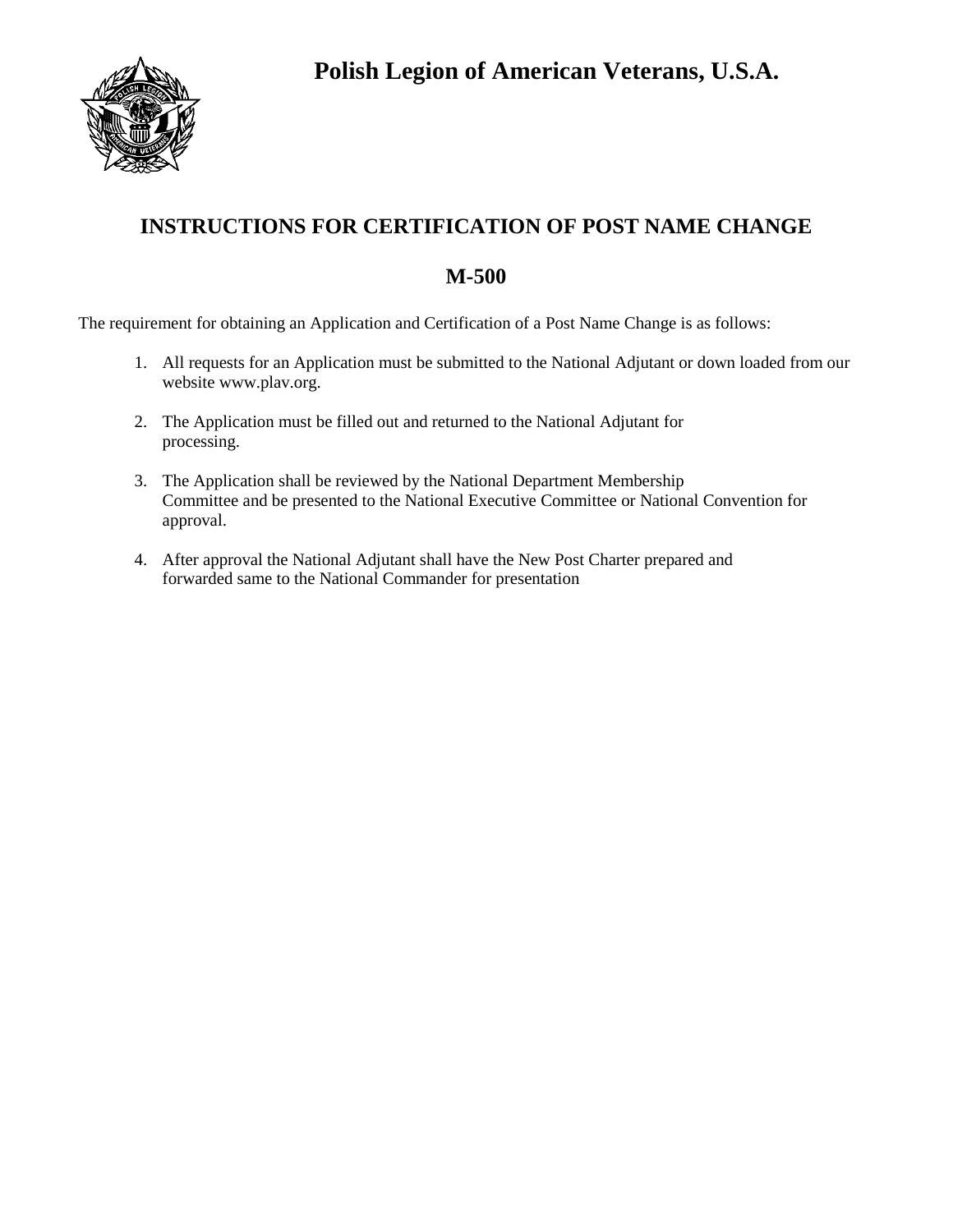# Polish Legion of American Veterans, U.S.A.

## INSTRUCTIONS FOR CERTIFICATION OF POST NAME CHANGE

## M-500

The requirement for obtaining an Application and Certification of a Post Name Change is as follows:

1. All requests for an Application must be submitted to the National Adjutant or down loaded from our website www.plav.org.

2. The Application must be filled out and returned to the National Adjutant for processing.

3. The Application shall be reviewed by the National Department Membership Committee and be presented to the National Executive Committee or National Convention for approval.

4. After approval the National Adjutant shall have the New Post Charter prepared and forwarded same to the National Commander for presentation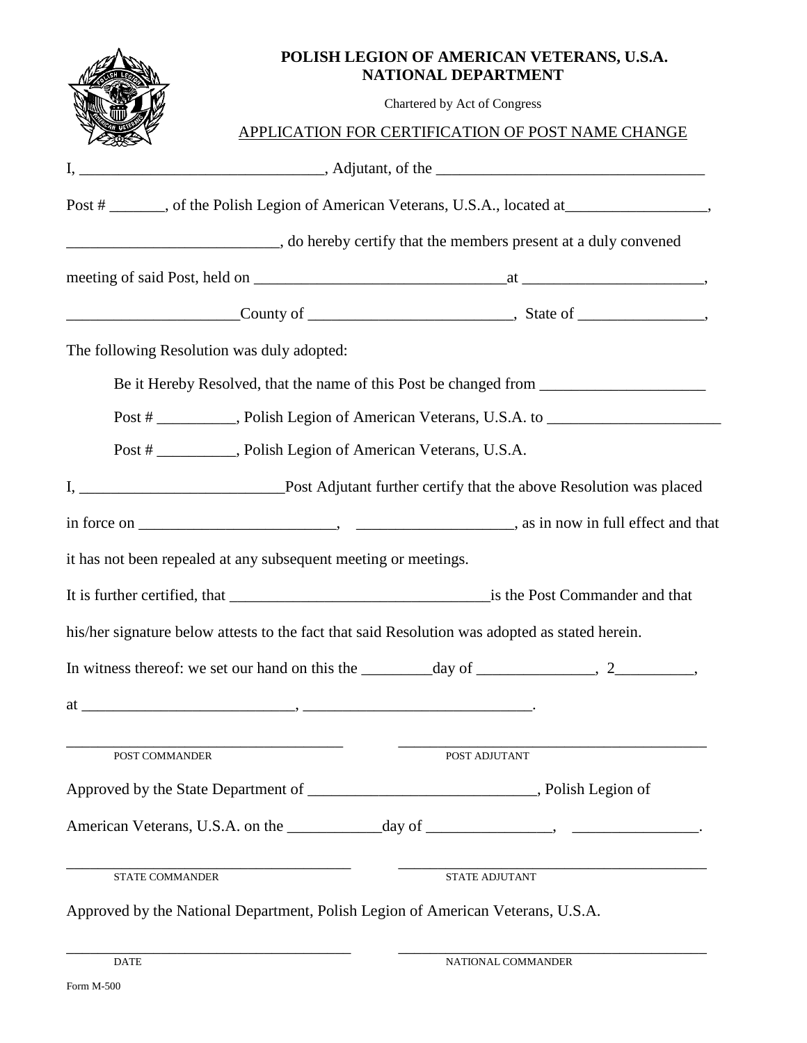**POLISH LEGION OF AMERICAN VETERANS, U.S.A.**
**NATIONAL DEPARTMENT**

Chartered by Act of Congress

APPLICATION FOR CERTIFICATION OF POST NAME CHANGE

I, _______________________________, Adjutant, of the __________________________________

Post # _______, of the Polish Legion of American Veterans, U.S.A., located at__________________,

___________________________, do hereby certify that the members present at a duly convened

meeting of said Post, held on ________________________________at _______________________,

_____________________County of _________________________, State of ________________,

The following Resolution was duly adopted:

Be it Hereby Resolved, that the name of this Post be changed from _____________________

Post # __________, Polish Legion of American Veterans, U.S.A. to ______________________

Post # __________, Polish Legion of American Veterans, U.S.A.

I, __________________________Post Adjutant further certify that the above Resolution was placed

in force on _________________________, ____________________, as in now in full effect and that

it has not been repealed at any subsequent meeting or meetings.

It is further certified, that _________________________________is the Post Commander and that

his/her signature below attests to the fact that said Resolution was adopted as stated herein.

In witness thereof: we set our hand on this the _________day of _______________, 2__________,

at ___________________________, _____________________________.

____________________________________ ________________________________________
POST COMMANDER POST ADJUTANT

Approved by the State Department of _____________________________, Polish Legion of

American Veterans, U.S.A. on the ____________day of ________________, ________________.

____________________________________ ________________________________________
STATE COMMANDER STATE ADJUTANT

Approved by the National Department, Polish Legion of American Veterans, U.S.A.

____________________________________ ________________________________________
DATE NATIONAL COMMANDER

Form M-500